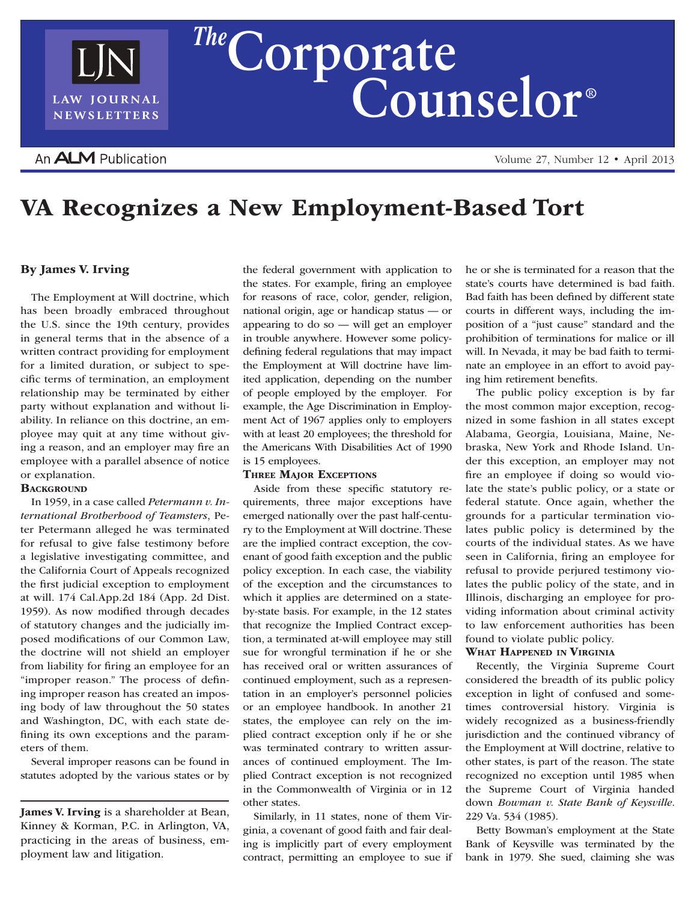# VA Recognizes a New Employment-Based Tort

**By James V. Irving**

The Employment at Will doctrine, which has been broadly embraced throughout the U.S. since the 19th century, provides in general terms that in the absence of a written contract providing for employment for a limited duration, or subject to specific terms of termination, an employment relationship may be terminated by either party without explanation and without liability. In reliance on this doctrine, an employee may quit at any time without giving a reason, and an employer may fire an employee with a parallel absence of notice or explanation.

### Background

In 1959, in a case called *Petermann v. International Brotherhood of Teamsters*, Peter Petermann alleged he was terminated for refusal to give false testimony before a legislative investigating committee, and the California Court of Appeals recognized the first judicial exception to employment at will. 174 Cal.App.2d 184 (App. 2d Dist. 1959). As now modified through decades of statutory changes and the judicially imposed modifications of our Common Law, the doctrine will not shield an employer from liability for firing an employee for an "improper reason." The process of defining improper reason has created an imposing body of law throughout the 50 states and Washington, DC, with each state defining its own exceptions and the parameters of them.

Several improper reasons can be found in statutes adopted by the various states or by the federal government with application to the states. For example, firing an employee for reasons of race, color, gender, religion, national origin, age or handicap status — or appearing to do so — will get an employer in trouble anywhere. However some policy-defining federal regulations that may impact the Employment at Will doctrine have limited application, depending on the number of people employed by the employer. For example, the Age Discrimination in Employment Act of 1967 applies only to employers with at least 20 employees; the threshold for the Americans With Disabilities Act of 1990 is 15 employees.

### Three Major Exceptions

Aside from these specific statutory requirements, three major exceptions have emerged nationally over the past half-century to the Employment at Will doctrine. These are the implied contract exception, the covenant of good faith exception and the public policy exception. In each case, the viability of the exception and the circumstances to which it applies are determined on a state-by-state basis. For example, in the 12 states that recognize the Implied Contract exception, a terminated at-will employee may still sue for wrongful termination if he or she has received oral or written assurances of continued employment, such as a representation in an employer's personnel policies or an employee handbook. In another 21 states, the employee can rely on the implied contract exception only if he or she was terminated contrary to written assurances of continued employment. The Implied Contract exception is not recognized in the Commonwealth of Virginia or in 12 other states.

Similarly, in 11 states, none of them Virginia, a covenant of good faith and fair dealing is implicitly part of every employment contract, permitting an employee to sue if he or she is terminated for a reason that the state's courts have determined is bad faith. Bad faith has been defined by different state courts in different ways, including the imposition of a "just cause" standard and the prohibition of terminations for malice or ill will. In Nevada, it may be bad faith to terminate an employee in an effort to avoid paying him retirement benefits.

The public policy exception is by far the most common major exception, recognized in some fashion in all states except Alabama, Georgia, Louisiana, Maine, Nebraska, New York and Rhode Island. Under this exception, an employer may not fire an employee if doing so would violate the state's public policy, or a state or federal statute. Once again, whether the grounds for a particular termination violates public policy is determined by the courts of the individual states. As we have seen in California, firing an employee for refusal to provide perjured testimony violates the public policy of the state, and in Illinois, discharging an employee for providing information about criminal activity to law enforcement authorities has been found to violate public policy.

### What Happened in Virginia

Recently, the Virginia Supreme Court considered the breadth of its public policy exception in light of confused and sometimes controversial history. Virginia is widely recognized as a business-friendly jurisdiction and the continued vibrancy of the Employment at Will doctrine, relative to other states, is part of the reason. The state recognized no exception until 1985 when the Supreme Court of Virginia handed down *Bowman v. State Bank of Keysville*. 229 Va. 534 (1985).

Betty Bowman's employment at the State Bank of Keysville was terminated by the bank in 1979. She sued, claiming she was

---

**James V. Irving** is a shareholder at Bean, Kinney & Korman, P.C. in Arlington, VA, practicing in the areas of business, employment law and litigation.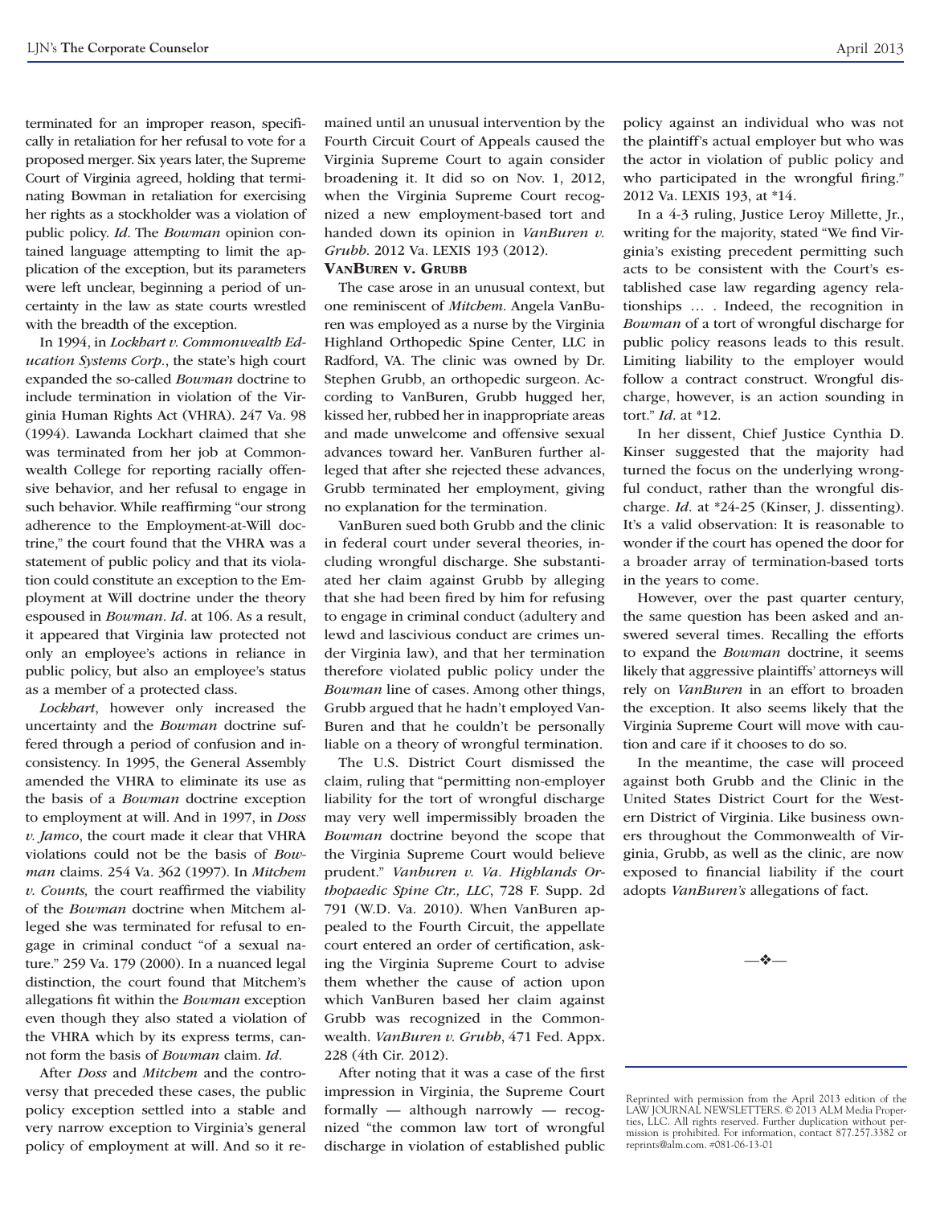terminated for an improper reason, specifically in retaliation for her refusal to vote for a proposed merger. Six years later, the Supreme Court of Virginia agreed, holding that terminating Bowman in retaliation for exercising her rights as a stockholder was a violation of public policy. *Id*. The *Bowman* opinion contained language attempting to limit the application of the exception, but its parameters were left unclear, beginning a period of uncertainty in the law as state courts wrestled with the breadth of the exception.

In 1994, in *Lockhart v. Commonwealth Education Systems Corp.*, the state's high court expanded the so-called *Bowman* doctrine to include termination in violation of the Virginia Human Rights Act (VHRA). 247 Va. 98 (1994). Lawanda Lockhart claimed that she was terminated from her job at Commonwealth College for reporting racially offensive behavior, and her refusal to engage in such behavior. While reaffirming "our strong adherence to the Employment-at-Will doctrine," the court found that the VHRA was a statement of public policy and that its violation could constitute an exception to the Employment at Will doctrine under the theory espoused in *Bowman*. *Id*. at 106. As a result, it appeared that Virginia law protected not only an employee's actions in reliance in public policy, but also an employee's status as a member of a protected class.

*Lockhart*, however only increased the uncertainty and the *Bowman* doctrine suffered through a period of confusion and inconsistency. In 1995, the General Assembly amended the VHRA to eliminate its use as the basis of a *Bowman* doctrine exception to employment at will. And in 1997, in *Doss v. Jamco*, the court made it clear that VHRA violations could not be the basis of *Bowman* claims. 254 Va. 362 (1997). In *Mitchem v. Counts,* the court reaffirmed the viability of the *Bowman* doctrine when Mitchem alleged she was terminated for refusal to engage in criminal conduct "of a sexual nature." 259 Va. 179 (2000). In a nuanced legal distinction, the court found that Mitchem's allegations fit within the *Bowman* exception even though they also stated a violation of the VHRA which by its express terms, cannot form the basis of *Bowman* claim. *Id*.

After *Doss* and *Mitchem* and the controversy that preceded these cases, the public policy exception settled into a stable and very narrow exception to Virginia's general policy of employment at will. And so it remained until an unusual intervention by the Fourth Circuit Court of Appeals caused the Virginia Supreme Court to again consider broadening it. It did so on Nov. 1, 2012, when the Virginia Supreme Court recognized a new employment-based tort and handed down its opinion in *VanBuren v. Grubb*. 2012 Va. LEXIS 193 (2012).

### VanBuren v. Grubb

The case arose in an unusual context, but one reminiscent of *Mitchem*. Angela VanBuren was employed as a nurse by the Virginia Highland Orthopedic Spine Center, LLC in Radford, VA. The clinic was owned by Dr. Stephen Grubb, an orthopedic surgeon. According to VanBuren, Grubb hugged her, kissed her, rubbed her in inappropriate areas and made unwelcome and offensive sexual advances toward her. VanBuren further alleged that after she rejected these advances, Grubb terminated her employment, giving no explanation for the termination.

VanBuren sued both Grubb and the clinic in federal court under several theories, including wrongful discharge. She substantiated her claim against Grubb by alleging that she had been fired by him for refusing to engage in criminal conduct (adultery and lewd and lascivious conduct are crimes under Virginia law), and that her termination therefore violated public policy under the *Bowman* line of cases. Among other things, Grubb argued that he hadn't employed VanBuren and that he couldn't be personally liable on a theory of wrongful termination.

The U.S. District Court dismissed the claim, ruling that "permitting non-employer liability for the tort of wrongful discharge may very well impermissibly broaden the *Bowman* doctrine beyond the scope that the Virginia Supreme Court would believe prudent." *Vanburen v. Va. Highlands Orthopaedic Spine Ctr., LLC*, 728 F. Supp. 2d 791 (W.D. Va. 2010). When VanBuren appealed to the Fourth Circuit, the appellate court entered an order of certification, asking the Virginia Supreme Court to advise them whether the cause of action upon which VanBuren based her claim against Grubb was recognized in the Commonwealth. *VanBuren v. Grubb*, 471 Fed. Appx. 228 (4th Cir. 2012).

After noting that it was a case of the first impression in Virginia, the Supreme Court formally — although narrowly — recognized "the common law tort of wrongful discharge in violation of established public policy against an individual who was not the plaintiff's actual employer but who was the actor in violation of public policy and who participated in the wrongful firing." 2012 Va. LEXIS 193, at *14.

In a 4-3 ruling, Justice Leroy Millette, Jr., writing for the majority, stated "We find Virginia's existing precedent permitting such acts to be consistent with the Court's established case law regarding agency relationships … . Indeed, the recognition in *Bowman* of a tort of wrongful discharge for public policy reasons leads to this result. Limiting liability to the employer would follow a contract construct. Wrongful discharge, however, is an action sounding in tort." *Id*. at *12.

In her dissent, Chief Justice Cynthia D. Kinser suggested that the majority had turned the focus on the underlying wrongful conduct, rather than the wrongful discharge. *Id*. at *24-25 (Kinser, J. dissenting). It's a valid observation: It is reasonable to wonder if the court has opened the door for a broader array of termination-based torts in the years to come.

However, over the past quarter century, the same question has been asked and answered several times. Recalling the efforts to expand the *Bowman* doctrine, it seems likely that aggressive plaintiffs' attorneys will rely on *VanBuren* in an effort to broaden the exception. It also seems likely that the Virginia Supreme Court will move with caution and care if it chooses to do so.

In the meantime, the case will proceed against both Grubb and the Clinic in the United States District Court for the Western District of Virginia. Like business owners throughout the Commonwealth of Virginia, Grubb, as well as the clinic, are now exposed to financial liability if the court adopts *VanBuren's* allegations of fact.

—❖—

Reprinted with permission from the April 2013 edition of the LAW JOURNAL NEWSLETTERS. © 2013 ALM Media Properties, LLC. All rights reserved. Further duplication without permission is prohibited. For information, contact 877.257.3382 or reprints@alm.com. #081-06-13-01